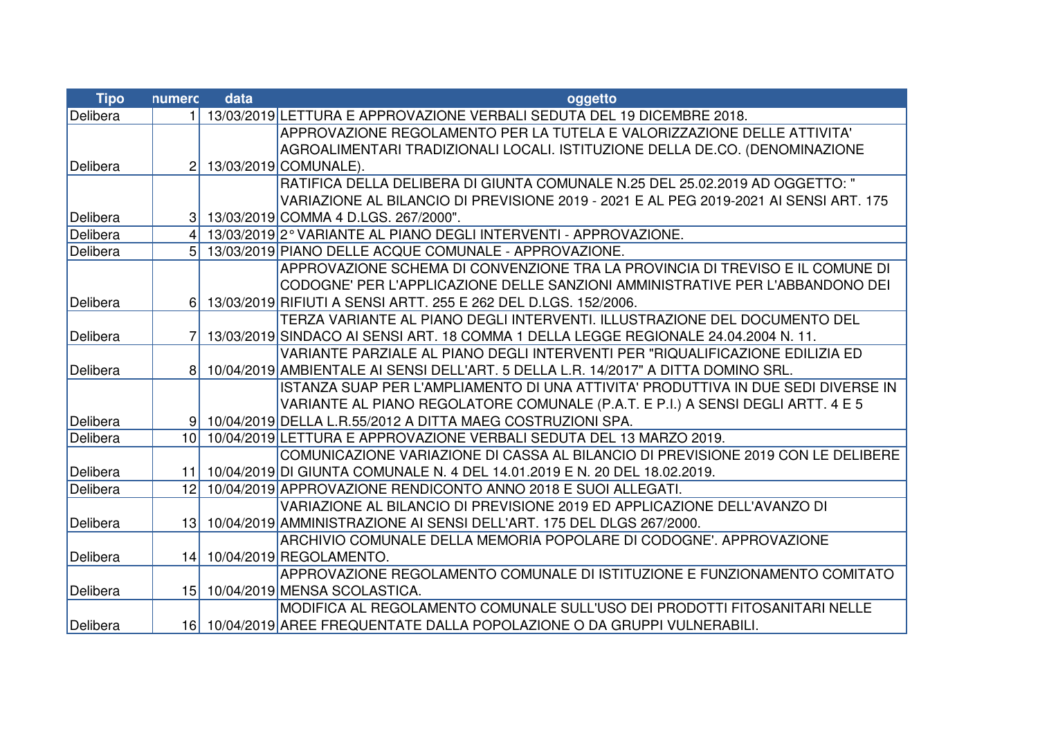| Tipo | numero | data | oggetto |
|---|---|---|---|
| Delibera | 1 | 13/03/2019 | LETTURA E APPROVAZIONE VERBALI SEDUTA DEL 19 DICEMBRE 2018. |
| Delibera | 2 | 13/03/2019 | APPROVAZIONE REGOLAMENTO PER LA TUTELA E VALORIZZAZIONE DELLE ATTIVITA' AGROALIMENTARI TRADIZIONALI LOCALI. ISTITUZIONE DELLA DE.CO. (DENOMINAZIONE COMUNALE). |
| Delibera | 3 | 13/03/2019 | RATIFICA DELLA DELIBERA DI GIUNTA COMUNALE N.25 DEL 25.02.2019 AD OGGETTO: " VARIAZIONE AL BILANCIO DI PREVISIONE 2019 - 2021 E AL PEG 2019-2021 AI SENSI ART. 175 COMMA 4 D.LGS. 267/2000". |
| Delibera | 4 | 13/03/2019 | 2° VARIANTE AL PIANO DEGLI INTERVENTI - APPROVAZIONE. |
| Delibera | 5 | 13/03/2019 | PIANO DELLE ACQUE COMUNALE - APPROVAZIONE. |
| Delibera | 6 | 13/03/2019 | APPROVAZIONE SCHEMA DI CONVENZIONE TRA LA PROVINCIA DI TREVISO E IL COMUNE DI CODOGNE' PER L'APPLICAZIONE DELLE SANZIONI AMMINISTRATIVE PER L'ABBANDONO DEI RIFIUTI A SENSI ARTT. 255 E 262 DEL D.LGS. 152/2006. |
| Delibera | 7 | 13/03/2019 | TERZA VARIANTE AL PIANO DEGLI INTERVENTI. ILLUSTRAZIONE DEL DOCUMENTO DEL SINDACO AI SENSI ART. 18 COMMA 1 DELLA LEGGE REGIONALE 24.04.2004 N. 11. |
| Delibera | 8 | 10/04/2019 | VARIANTE PARZIALE AL PIANO DEGLI INTERVENTI PER "RIQUALIFICAZIONE EDILIZIA ED AMBIENTALE AI SENSI DELL'ART. 5 DELLA L.R. 14/2017" A DITTA DOMINO SRL. |
| Delibera | 9 | 10/04/2019 | ISTANZA SUAP PER L'AMPLIAMENTO DI UNA ATTIVITA' PRODUTTIVA IN DUE SEDI DIVERSE IN VARIANTE AL PIANO REGOLATORE COMUNALE (P.A.T. E P.I.) A SENSI DEGLI ARTT. 4 E 5 DELLA L.R.55/2012 A DITTA MAEG COSTRUZIONI SPA. |
| Delibera | 10 | 10/04/2019 | LETTURA E APPROVAZIONE VERBALI SEDUTA DEL 13 MARZO 2019. |
| Delibera | 11 | 10/04/2019 | COMUNICAZIONE VARIAZIONE DI CASSA AL BILANCIO DI PREVISIONE 2019 CON LE DELIBERE DI GIUNTA COMUNALE N. 4 DEL 14.01.2019 E N. 20 DEL 18.02.2019. |
| Delibera | 12 | 10/04/2019 | APPROVAZIONE RENDICONTO ANNO 2018 E SUOI ALLEGATI. |
| Delibera | 13 | 10/04/2019 | VARIAZIONE AL BILANCIO DI PREVISIONE 2019 ED APPLICAZIONE DELL'AVANZO DI AMMINISTRAZIONE AI SENSI DELL'ART. 175 DEL DLGS 267/2000. |
| Delibera | 14 | 10/04/2019 | ARCHIVIO COMUNALE DELLA MEMORIA POPOLARE DI CODOGNE'. APPROVAZIONE REGOLAMENTO. |
| Delibera | 15 | 10/04/2019 | APPROVAZIONE REGOLAMENTO COMUNALE DI ISTITUZIONE E FUNZIONAMENTO COMITATO MENSA SCOLASTICA. |
| Delibera | 16 | 10/04/2019 | MODIFICA AL REGOLAMENTO COMUNALE SULL'USO DEI PRODOTTI FITOSANITARI NELLE AREE FREQUENTATE DALLA POPOLAZIONE O DA GRUPPI VULNERABILI. |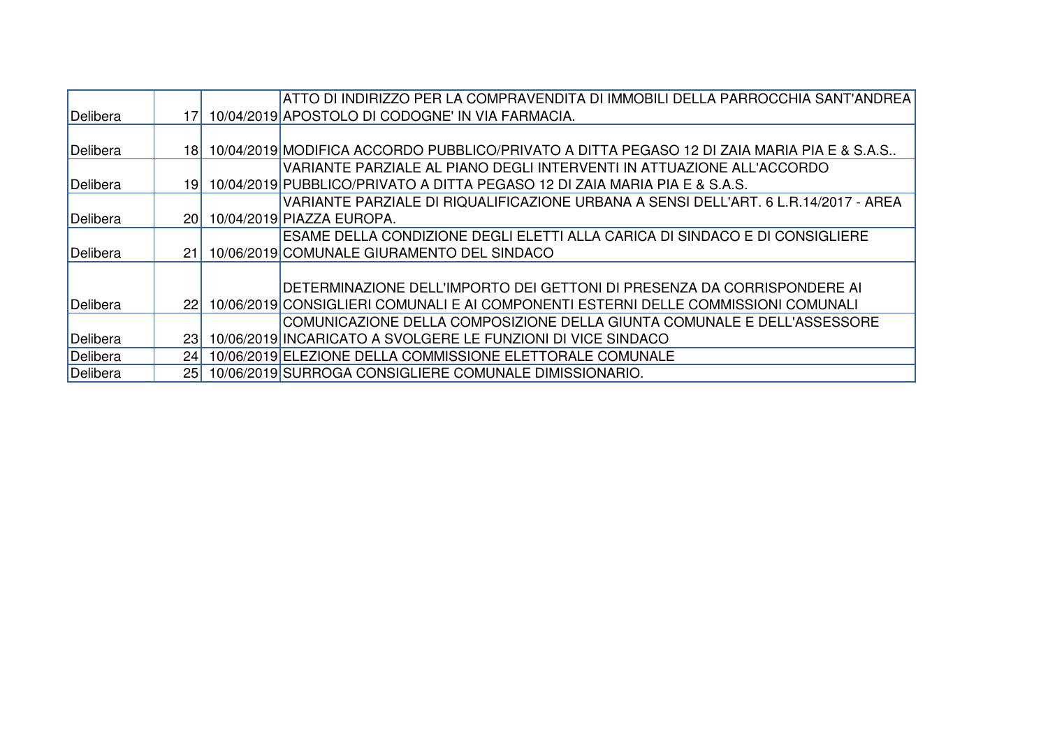| | | | |
|---|---|---|---|
| Delibera | 17 | 10/04/2019 | ATTO DI INDIRIZZO PER LA COMPRAVENDITA DI IMMOBILI DELLA PARROCCHIA SANT'ANDREA APOSTOLO DI CODOGNE' IN VIA FARMACIA. |
| Delibera | 18 | 10/04/2019 | MODIFICA ACCORDO PUBBLICO/PRIVATO A DITTA PEGASO 12 DI ZAIA MARIA PIA E & S.A.S.. |
| Delibera | 19 | 10/04/2019 | VARIANTE PARZIALE AL PIANO DEGLI INTERVENTI IN ATTUAZIONE ALL'ACCORDO PUBBLICO/PRIVATO A DITTA PEGASO 12 DI ZAIA MARIA PIA E & S.A.S. |
| Delibera | 20 | 10/04/2019 | VARIANTE PARZIALE DI RIQUALIFICAZIONE URBANA A SENSI DELL'ART. 6 L.R.14/2017 - AREA PIAZZA EUROPA. |
| Delibera | 21 | 10/06/2019 | ESAME DELLA CONDIZIONE DEGLI ELETTI ALLA CARICA DI SINDACO E DI CONSIGLIERE COMUNALE GIURAMENTO DEL SINDACO |
| Delibera | 22 | 10/06/2019 | DETERMINAZIONE DELL'IMPORTO DEI GETTONI DI PRESENZA DA CORRISPONDERE AI CONSIGLIERI COMUNALI E AI COMPONENTI ESTERNI DELLE COMMISSIONI COMUNALI |
| Delibera | 23 | 10/06/2019 | COMUNICAZIONE DELLA COMPOSIZIONE DELLA GIUNTA COMUNALE E DELL'ASSESSORE INCARICATO A SVOLGERE LE FUNZIONI DI VICE SINDACO |
| Delibera | 24 | 10/06/2019 | ELEZIONE DELLA COMMISSIONE ELETTORALE COMUNALE |
| Delibera | 25 | 10/06/2019 | SURROGA CONSIGLIERE COMUNALE DIMISSIONARIO. |